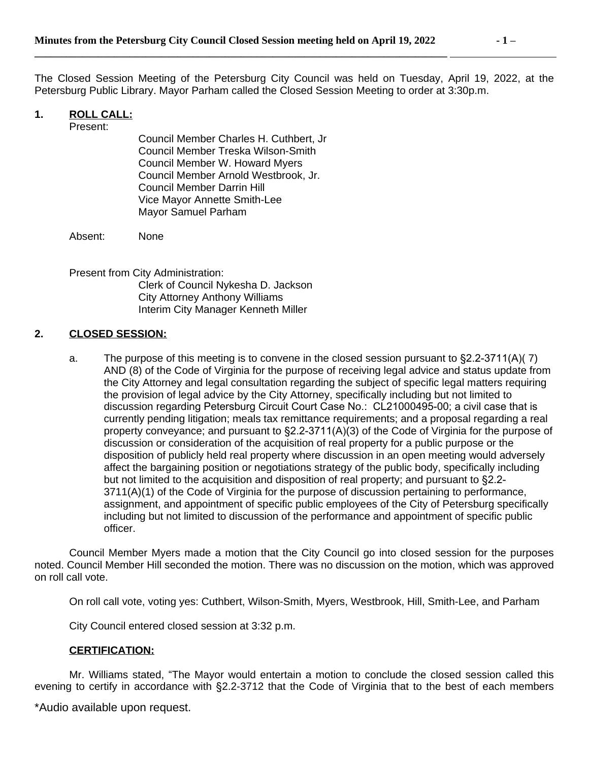The Closed Session Meeting of the Petersburg City Council was held on Tuesday, April 19, 2022, at the Petersburg Public Library. Mayor Parham called the Closed Session Meeting to order at 3:30p.m.

**1. ROLL CALL:**

Present:

Council Member Charles H. Cuthbert, Jr
Council Member Treska Wilson-Smith
Council Member W. Howard Myers
Council Member Arnold Westbrook, Jr.
Council Member Darrin Hill
Vice Mayor Annette Smith-Lee
Mayor Samuel Parham

Absent: None

Present from City Administration:

Clerk of Council Nykesha D. Jackson
City Attorney Anthony Williams
Interim City Manager Kenneth Miller

**2. CLOSED SESSION:**

a. The purpose of this meeting is to convene in the closed session pursuant to §2.2-3711(A)( 7) AND (8) of the Code of Virginia for the purpose of receiving legal advice and status update from the City Attorney and legal consultation regarding the subject of specific legal matters requiring the provision of legal advice by the City Attorney, specifically including but not limited to discussion regarding Petersburg Circuit Court Case No.: CL21000495-00; a civil case that is currently pending litigation; meals tax remittance requirements; and a proposal regarding a real property conveyance; and pursuant to §2.2-3711(A)(3) of the Code of Virginia for the purpose of discussion or consideration of the acquisition of real property for a public purpose or the disposition of publicly held real property where discussion in an open meeting would adversely affect the bargaining position or negotiations strategy of the public body, specifically including but not limited to the acquisition and disposition of real property; and pursuant to §2.2-3711(A)(1) of the Code of Virginia for the purpose of discussion pertaining to performance, assignment, and appointment of specific public employees of the City of Petersburg specifically including but not limited to discussion of the performance and appointment of specific public officer.

Council Member Myers made a motion that the City Council go into closed session for the purposes noted. Council Member Hill seconded the motion. There was no discussion on the motion, which was approved on roll call vote.

On roll call vote, voting yes: Cuthbert, Wilson-Smith, Myers, Westbrook, Hill, Smith-Lee, and Parham

City Council entered closed session at 3:32 p.m.

**CERTIFICATION:**

Mr. Williams stated, "The Mayor would entertain a motion to conclude the closed session called this evening to certify in accordance with §2.2-3712 that the Code of Virginia that to the best of each members

*Audio available upon request.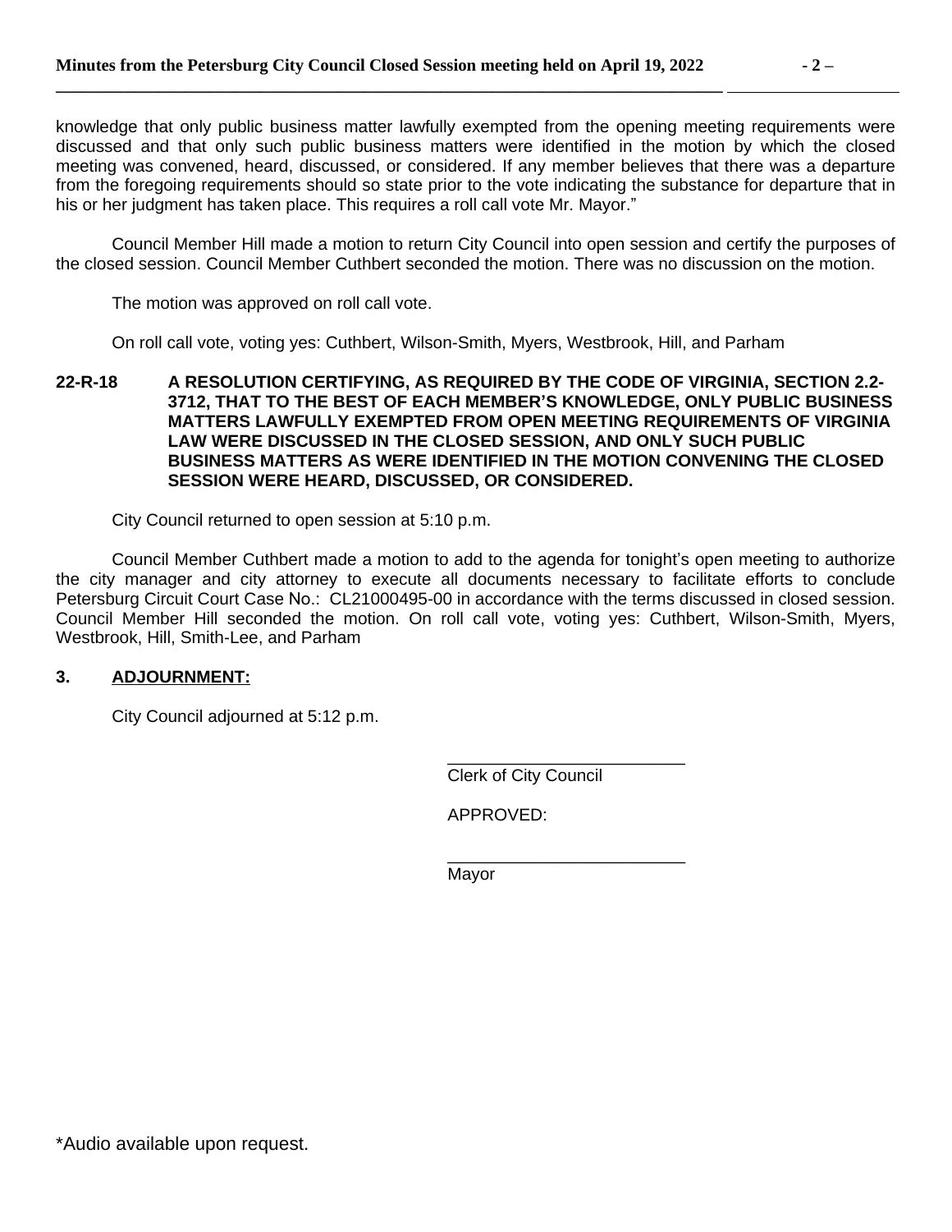knowledge that only public business matter lawfully exempted from the opening meeting requirements were discussed and that only such public business matters were identified in the motion by which the closed meeting was convened, heard, discussed, or considered. If any member believes that there was a departure from the foregoing requirements should so state prior to the vote indicating the substance for departure that in his or her judgment has taken place. This requires a roll call vote Mr. Mayor."

Council Member Hill made a motion to return City Council into open session and certify the purposes of the closed session. Council Member Cuthbert seconded the motion. There was no discussion on the motion.

The motion was approved on roll call vote.

On roll call vote, voting yes: Cuthbert, Wilson-Smith, Myers, Westbrook, Hill, and Parham

**22-R-18 A RESOLUTION CERTIFYING, AS REQUIRED BY THE CODE OF VIRGINIA, SECTION 2.2-3712, THAT TO THE BEST OF EACH MEMBER'S KNOWLEDGE, ONLY PUBLIC BUSINESS MATTERS LAWFULLY EXEMPTED FROM OPEN MEETING REQUIREMENTS OF VIRGINIA LAW WERE DISCUSSED IN THE CLOSED SESSION, AND ONLY SUCH PUBLIC BUSINESS MATTERS AS WERE IDENTIFIED IN THE MOTION CONVENING THE CLOSED SESSION WERE HEARD, DISCUSSED, OR CONSIDERED.**

City Council returned to open session at 5:10 p.m.

Council Member Cuthbert made a motion to add to the agenda for tonight's open meeting to authorize the city manager and city attorney to execute all documents necessary to facilitate efforts to conclude Petersburg Circuit Court Case No.: CL21000495-00 in accordance with the terms discussed in closed session. Council Member Hill seconded the motion. On roll call vote, voting yes: Cuthbert, Wilson-Smith, Myers, Westbrook, Hill, Smith-Lee, and Parham

## 3. ADJOURNMENT:

City Council adjourned at 5:12 p.m.

\_\_\_\_\_\_\_\_\_\_\_\_\_\_\_\_\_\_\_\_\_\_\_\_\_
Clerk of City Council

APPROVED:

\_\_\_\_\_\_\_\_\_\_\_\_\_\_\_\_\_\_\_\_\_\_\_\_\_
Mayor

*Audio available upon request.